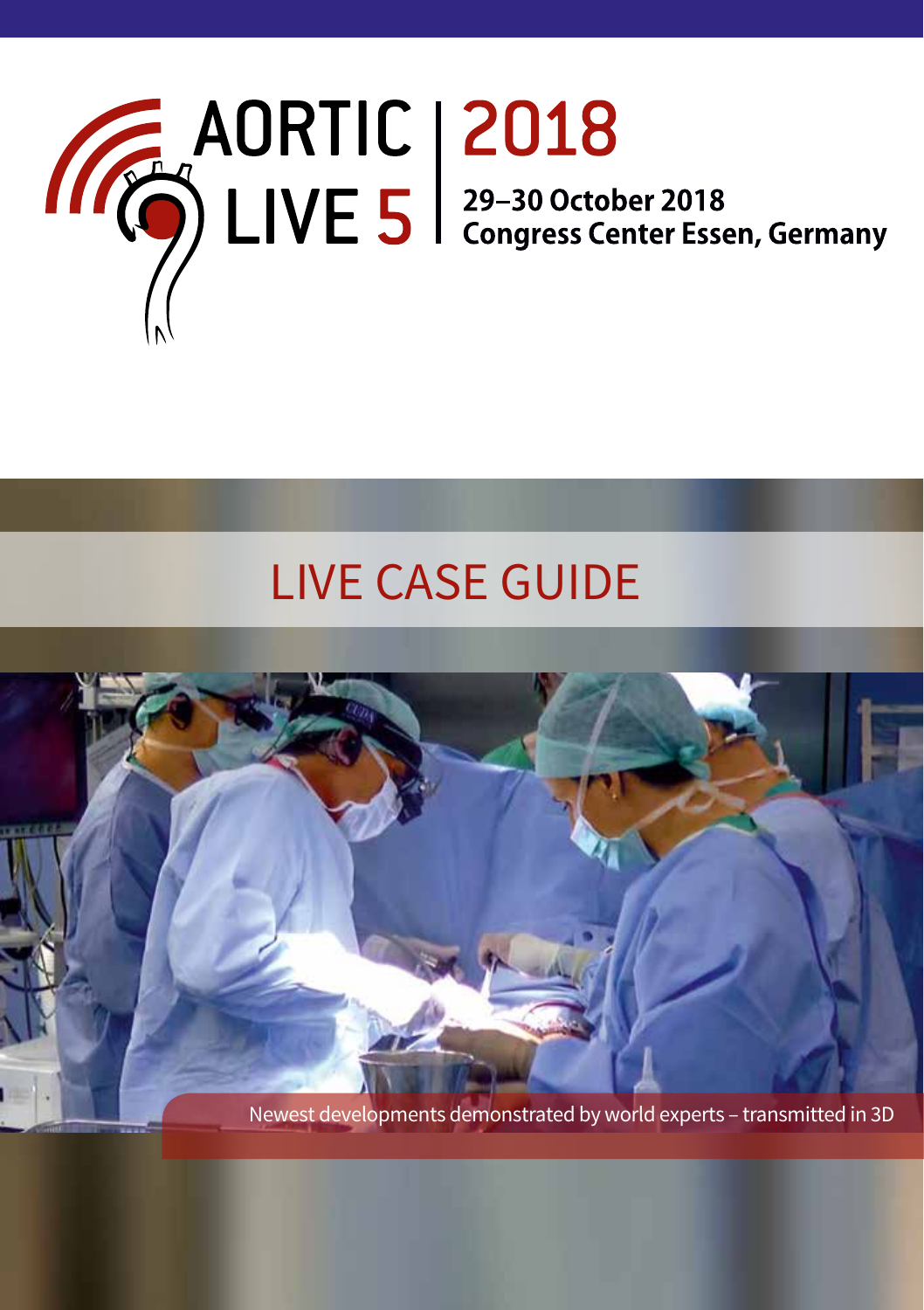# AORTIC LIVE 5 | 2018

**29–30 October 2018**
**Congress Center Essen, Germany**

## LIVE CASE GUIDE

Newest developments demonstrated by world experts – transmitted in 3D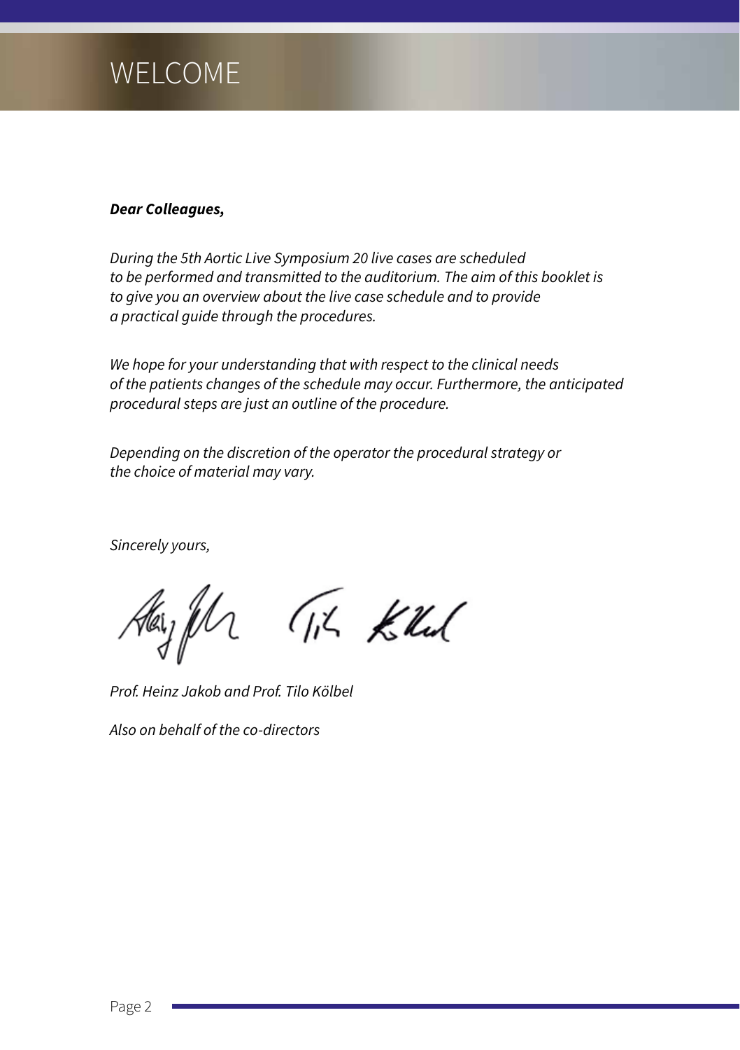# WELCOME

***Dear Colleagues,***

*During the 5th Aortic Live Symposium 20 live cases are scheduled to be performed and transmitted to the auditorium. The aim of this booklet is to give you an overview about the live case schedule and to provide a practical guide through the procedures.*

*We hope for your understanding that with respect to the clinical needs of the patients changes of the schedule may occur. Furthermore, the anticipated procedural steps are just an outline of the procedure.*

*Depending on the discretion of the operator the procedural strategy or the choice of material may vary.*

*Sincerely yours,*

*Prof. Heinz Jakob and Prof. Tilo Kölbel*

*Also on behalf of the co-directors*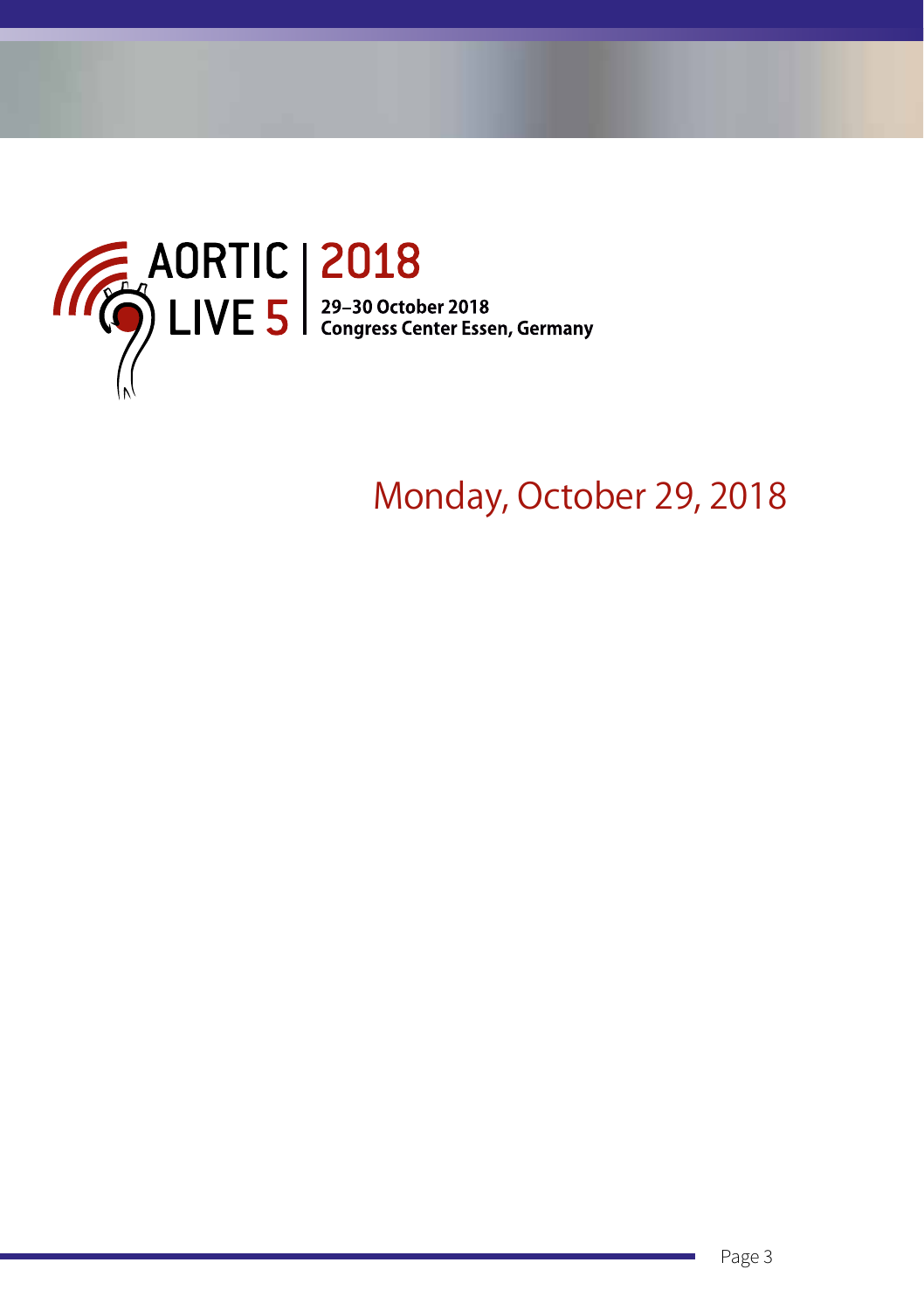AORTIC LIVE 5 | 2018

29–30 October 2018
Congress Center Essen, Germany

# Monday, October 29, 2018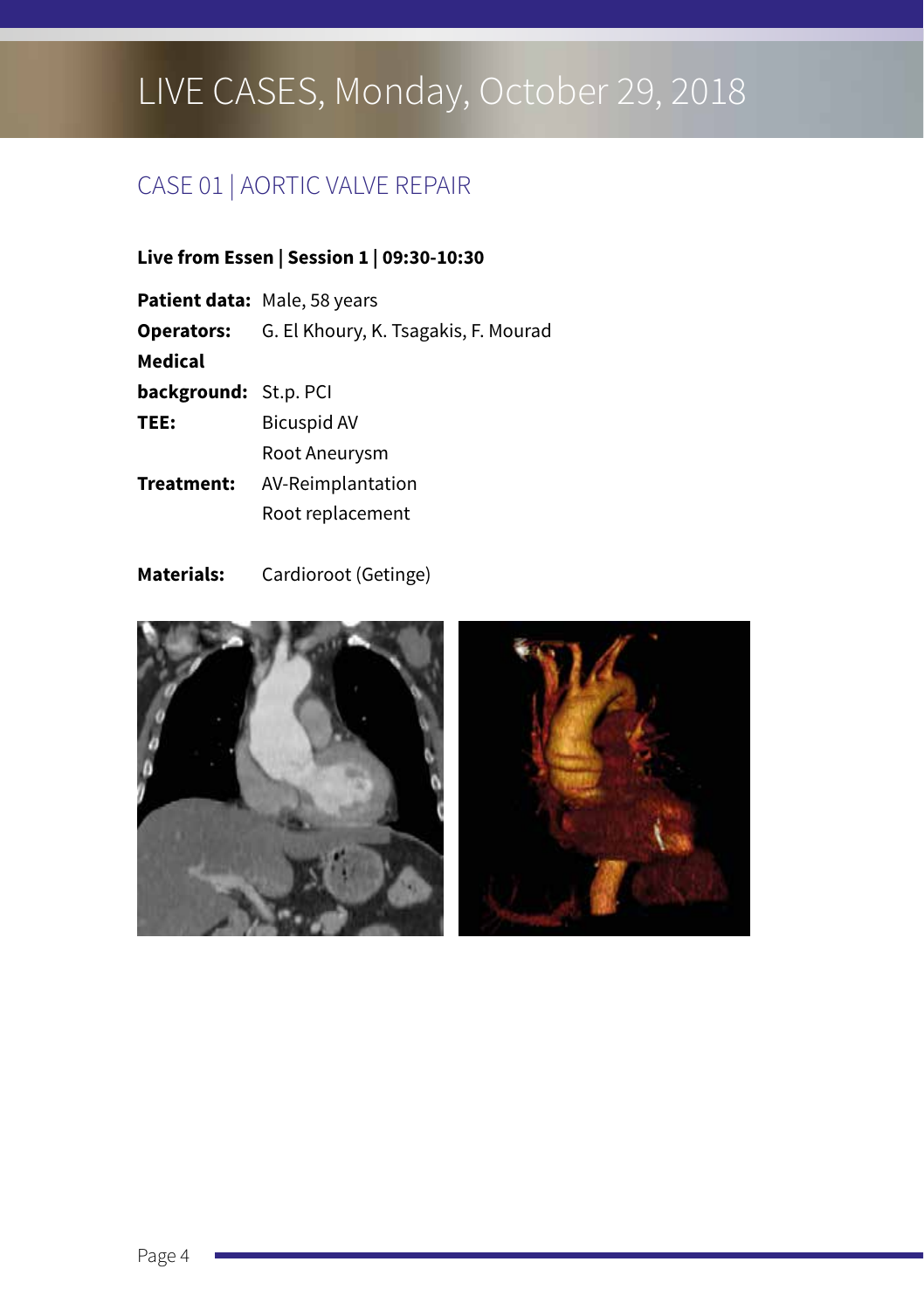# LIVE CASES, Monday, October 29, 2018

## CASE 01 | AORTIC VALVE REPAIR

**Live from Essen | Session 1 | 09:30-10:30**

**Patient data:** Male, 58 years

**Operators:** G. El Khoury, K. Tsagakis, F. Mourad

**Medical background:** St.p. PCI

**TEE:** Bicuspid AV
Root Aneurysm

**Treatment:** AV-Reimplantation
Root replacement

**Materials:** Cardioroot (Getinge)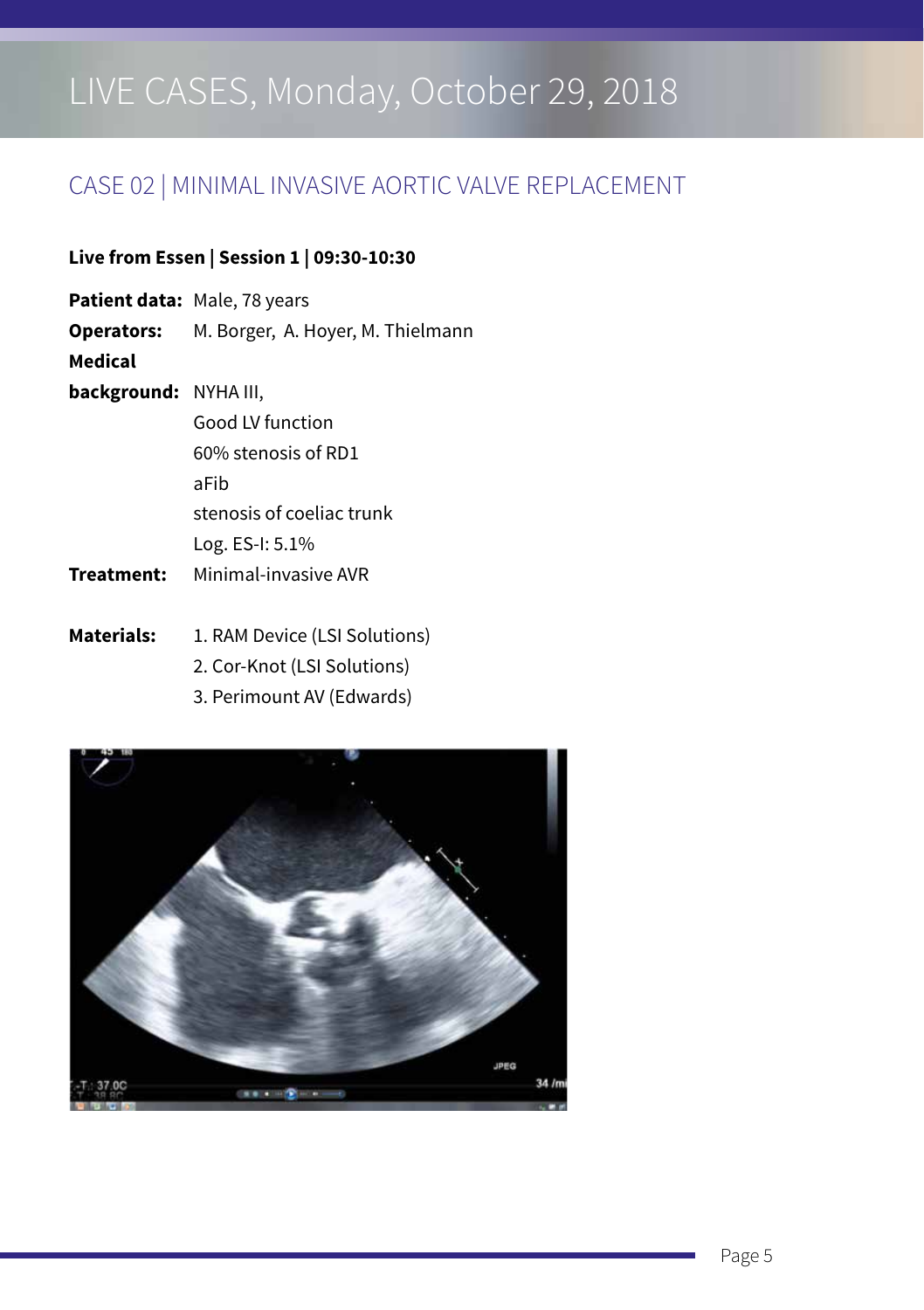# LIVE CASES, Monday, October 29, 2018

## CASE 02 | MINIMAL INVASIVE AORTIC VALVE REPLACEMENT

**Live from Essen | Session 1 | 09:30-10:30**

**Patient data:** Male, 78 years

**Operators:** M. Borger, A. Hoyer, M. Thielmann

**Medical background:** NYHA III,
Good LV function
60% stenosis of RD1
aFib
stenosis of coeliac trunk
Log. ES-I: 5.1%

**Treatment:** Minimal-invasive AVR

**Materials:**
1. RAM Device (LSI Solutions)
2. Cor-Knot (LSI Solutions)
3. Perimount AV (Edwards)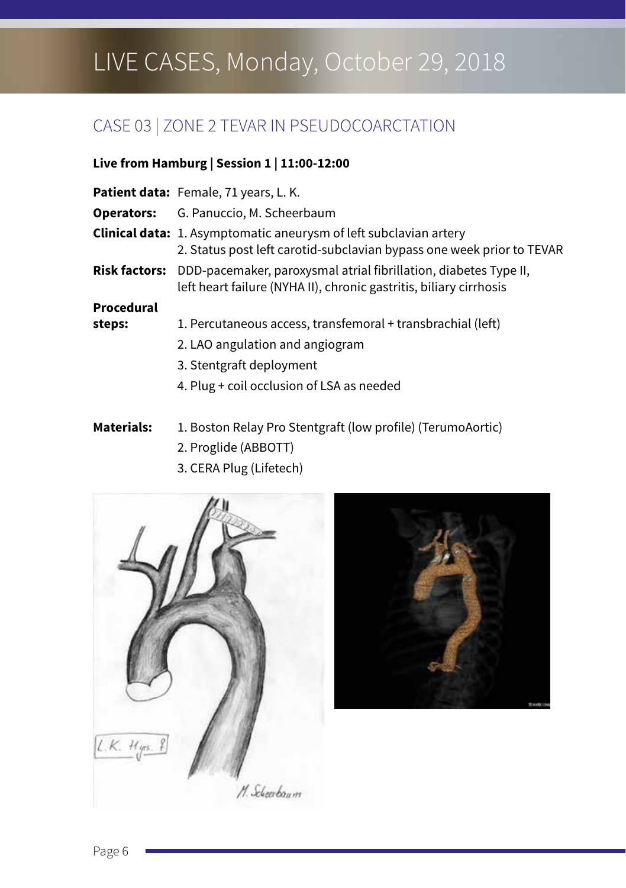# LIVE CASES, Monday, October 29, 2018

## CASE 03 | ZONE 2 TEVAR IN PSEUDOCOARCTATION

**Live from Hamburg | Session 1 | 11:00-12:00**

**Patient data:** Female, 71 years, L. K.

**Operators:** G. Panuccio, M. Scheerbaum

**Clinical data:**
1. Asymptomatic aneurysm of left subclavian artery
2. Status post left carotid-subclavian bypass one week prior to TEVAR

**Risk factors:** DDD-pacemaker, paroxysmal atrial fibrillation, diabetes Type II, left heart failure (NYHA II), chronic gastritis, biliary cirrhosis

**Procedural steps:**
1. Percutaneous access, transfemoral + transbrachial (left)
2. LAO angulation and angiogram
3. Stentgraft deployment
4. Plug + coil occlusion of LSA as needed

**Materials:**
1. Boston Relay Pro Stentgraft (low profile) (TerumoAortic)
2. Proglide (ABBOTT)
3. CERA Plug (Lifetech)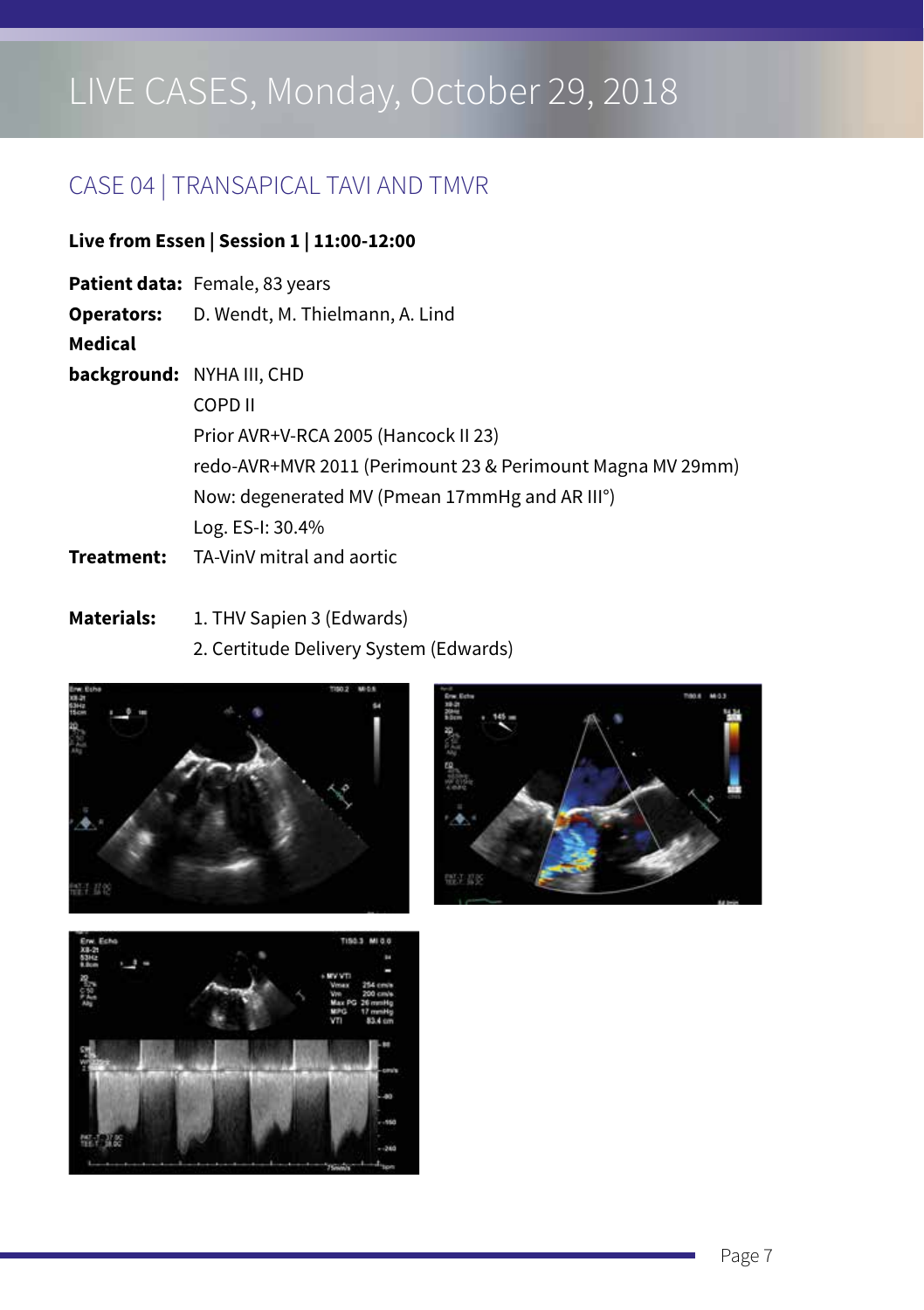# LIVE CASES, Monday, October 29, 2018

## CASE 04 | TRANSAPICAL TAVI AND TMVR

**Live from Essen | Session 1 | 11:00-12:00**

**Patient data:** Female, 83 years

**Operators:** D. Wendt, M. Thielmann, A. Lind

**Medical background:** NYHA III, CHD
COPD II
Prior AVR+V-RCA 2005 (Hancock II 23)
redo-AVR+MVR 2011 (Perimount 23 & Perimount Magna MV 29mm)
Now: degenerated MV (Pmean 17mmHg and AR III°)
Log. ES-I: 30.4%

**Treatment:** TA-VinV mitral and aortic

**Materials:**
1. THV Sapien 3 (Edwards)
2. Certitude Delivery System (Edwards)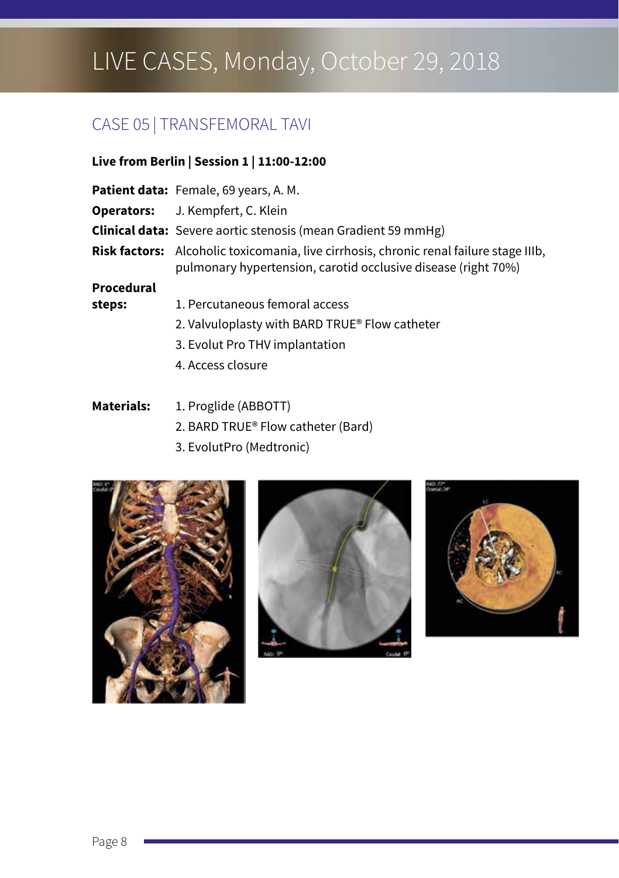# LIVE CASES, Monday, October 29, 2018

## CASE 05 | TRANSFEMORAL TAVI

**Live from Berlin | Session 1 | 11:00-12:00**

**Patient data:** Female, 69 years, A. M.

**Operators:** J. Kempfert, C. Klein

**Clinical data:** Severe aortic stenosis (mean Gradient 59 mmHg)

**Risk factors:** Alcoholic toxicomania, live cirrhosis, chronic renal failure stage IIIb, pulmonary hypertension, carotid occlusive disease (right 70%)

**Procedural steps:**

1. Percutaneous femoral access
2. Valvuloplasty with BARD TRUE® Flow catheter
3. Evolut Pro THV implantation
4. Access closure

**Materials:**

1. Proglide (ABBOTT)
2. BARD TRUE® Flow catheter (Bard)
3. EvolutPro (Medtronic)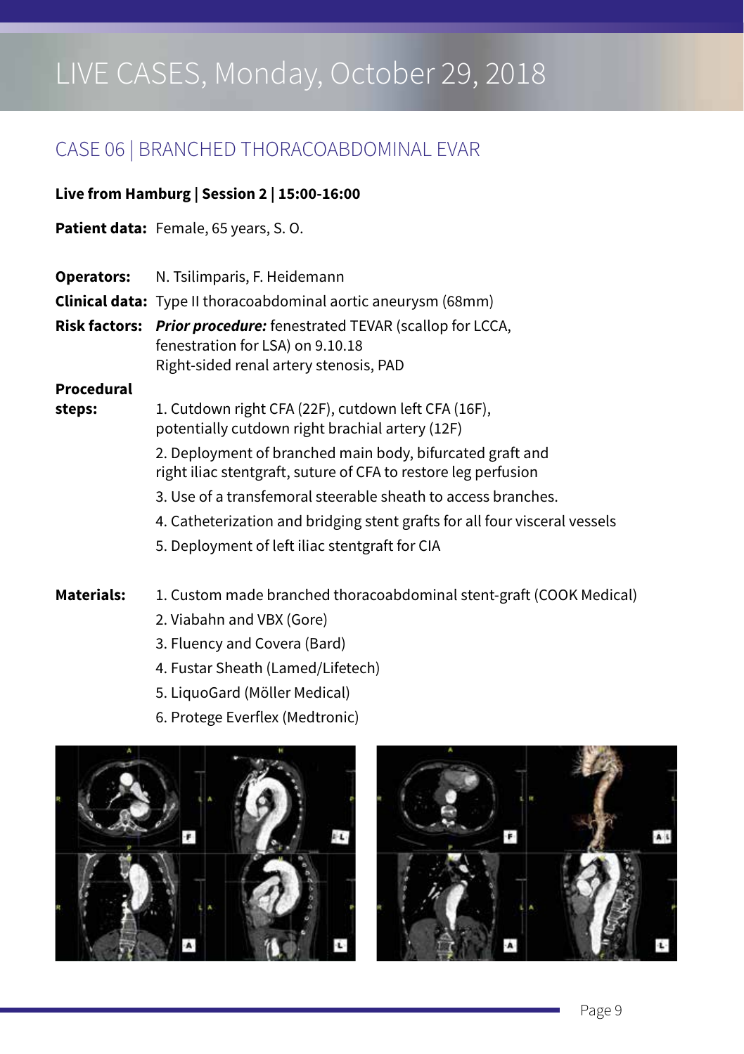# LIVE CASES, Monday, October 29, 2018

## CASE 06 | BRANCHED THORACOABDOMINAL EVAR

**Live from Hamburg | Session 2 | 15:00-16:00**

**Patient data:** Female, 65 years, S. O.

**Operators:** N. Tsilimparis, F. Heidemann

**Clinical data:** Type II thoracoabdominal aortic aneurysm (68mm)

**Risk factors:** ***Prior procedure:*** fenestrated TEVAR (scallop for LCCA, fenestration for LSA) on 9.10.18
Right-sided renal artery stenosis, PAD

**Procedural steps:**

1. Cutdown right CFA (22F), cutdown left CFA (16F), potentially cutdown right brachial artery (12F)
2. Deployment of branched main body, bifurcated graft and right iliac stentgraft, suture of CFA to restore leg perfusion
3. Use of a transfemoral steerable sheath to access branches.
4. Catheterization and bridging stent grafts for all four visceral vessels
5. Deployment of left iliac stentgraft for CIA

**Materials:**

1. Custom made branched thoracoabdominal stent-graft (COOK Medical)
2. Viabahn and VBX (Gore)
3. Fluency and Covera (Bard)
4. Fustar Sheath (Lamed/Lifetech)
5. LiquoGard (Möller Medical)
6. Protege Everflex (Medtronic)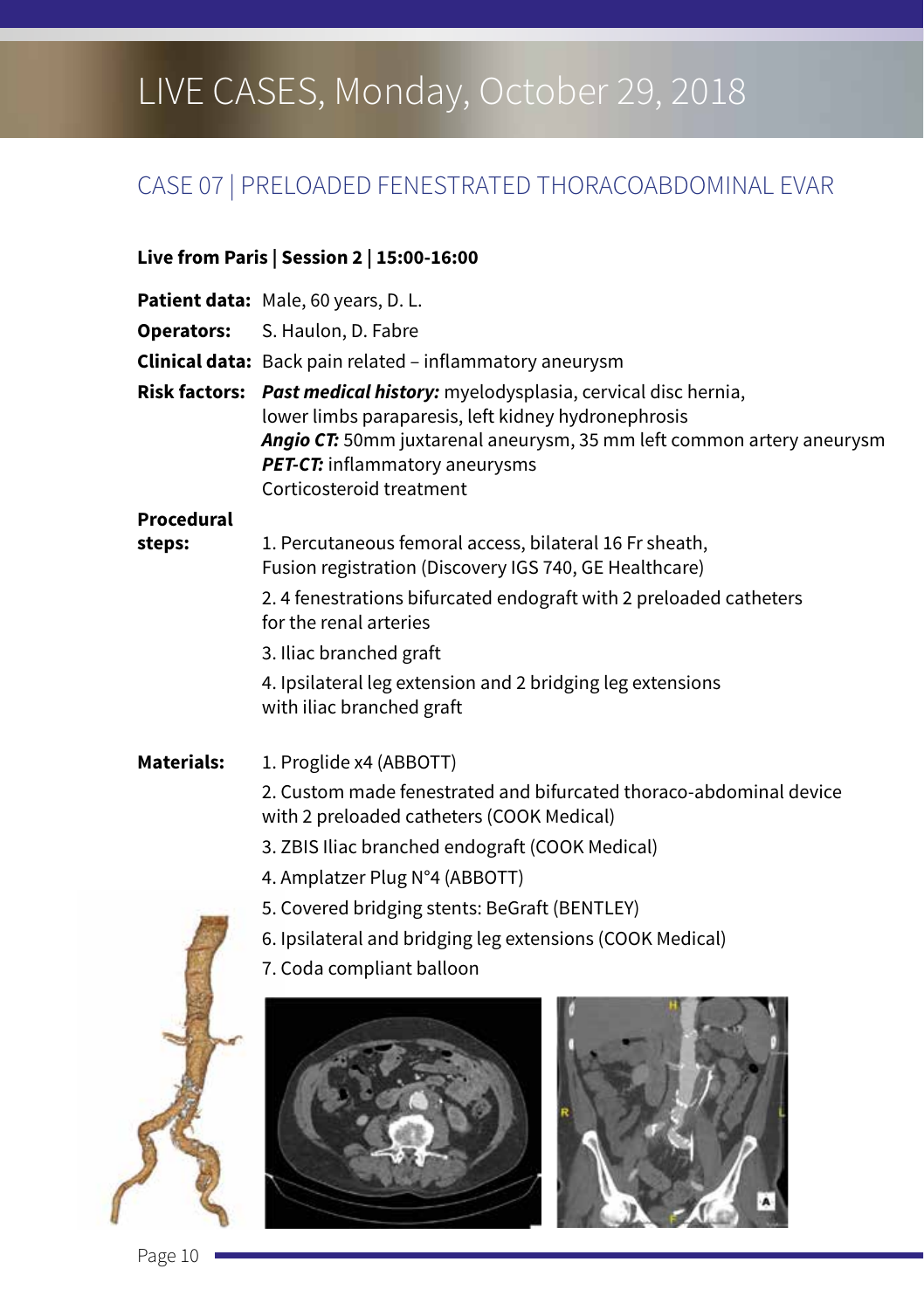# LIVE CASES, Monday, October 29, 2018

## CASE 07 | PRELOADED FENESTRATED THORACOABDOMINAL EVAR

**Live from Paris | Session 2 | 15:00-16:00**

**Patient data:** Male, 60 years, D. L.

**Operators:** S. Haulon, D. Fabre

**Clinical data:** Back pain related – inflammatory aneurysm

**Risk factors:** ***Past medical history:*** myelodysplasia, cervical disc hernia, lower limbs paraparesis, left kidney hydronephrosis
***Angio CT:*** 50mm juxtarenal aneurysm, 35 mm left common artery aneurysm
***PET-CT:*** inflammatory aneurysms
Corticosteroid treatment

**Procedural steps:**

1. Percutaneous femoral access, bilateral 16 Fr sheath, Fusion registration (Discovery IGS 740, GE Healthcare)
2. 4 fenestrations bifurcated endograft with 2 preloaded catheters for the renal arteries
3. Iliac branched graft
4. Ipsilateral leg extension and 2 bridging leg extensions with iliac branched graft

**Materials:**

1. Proglide x4 (ABBOTT)
2. Custom made fenestrated and bifurcated thoraco-abdominal device with 2 preloaded catheters (COOK Medical)
3. ZBIS Iliac branched endograft (COOK Medical)
4. Amplatzer Plug N°4 (ABBOTT)
5. Covered bridging stents: BeGraft (BENTLEY)
6. Ipsilateral and bridging leg extensions (COOK Medical)
7. Coda compliant balloon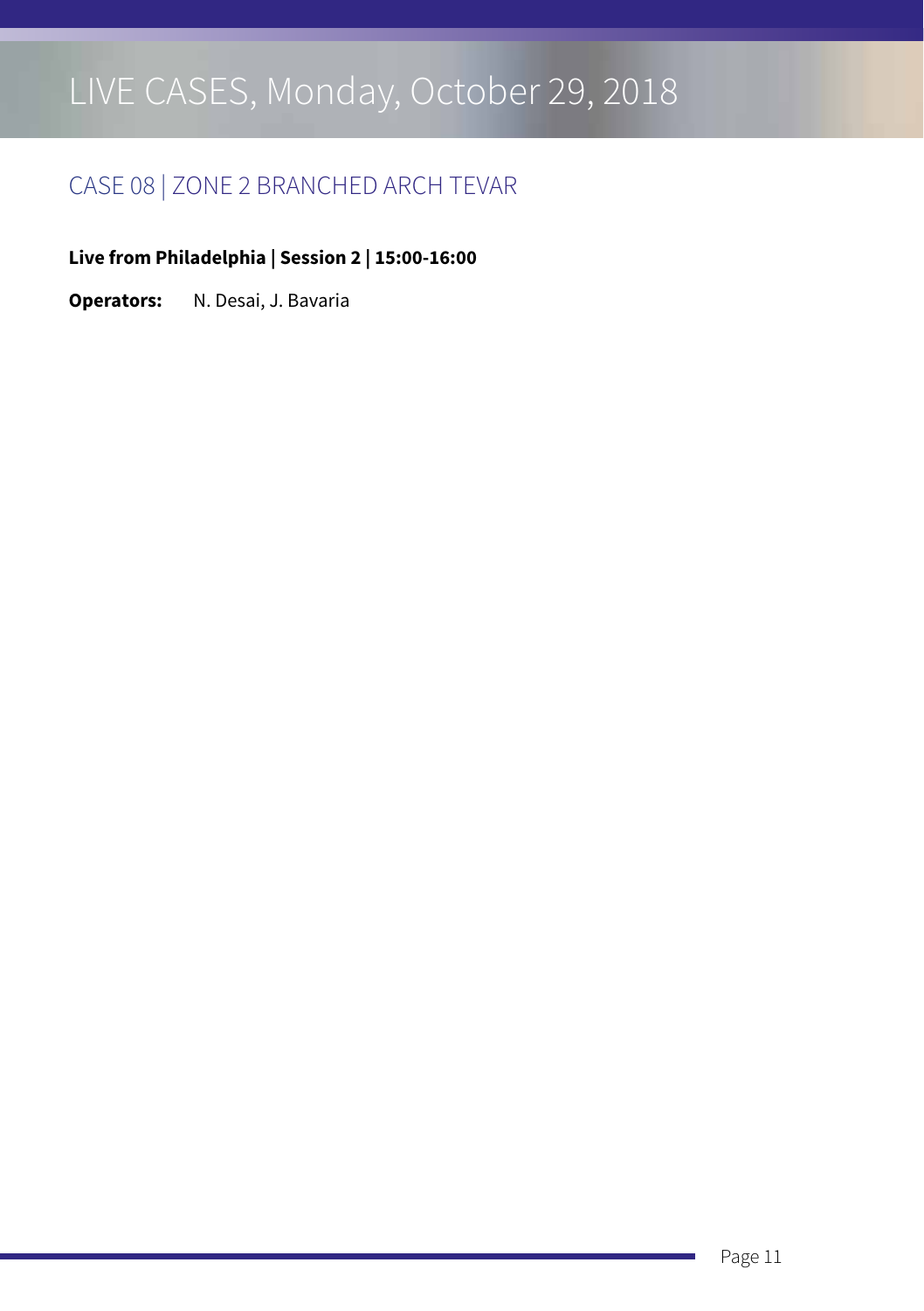# LIVE CASES, Monday, October 29, 2018

## CASE 08 | ZONE 2 BRANCHED ARCH TEVAR

**Live from Philadelphia | Session 2 | 15:00-16:00**

**Operators:** N. Desai, J. Bavaria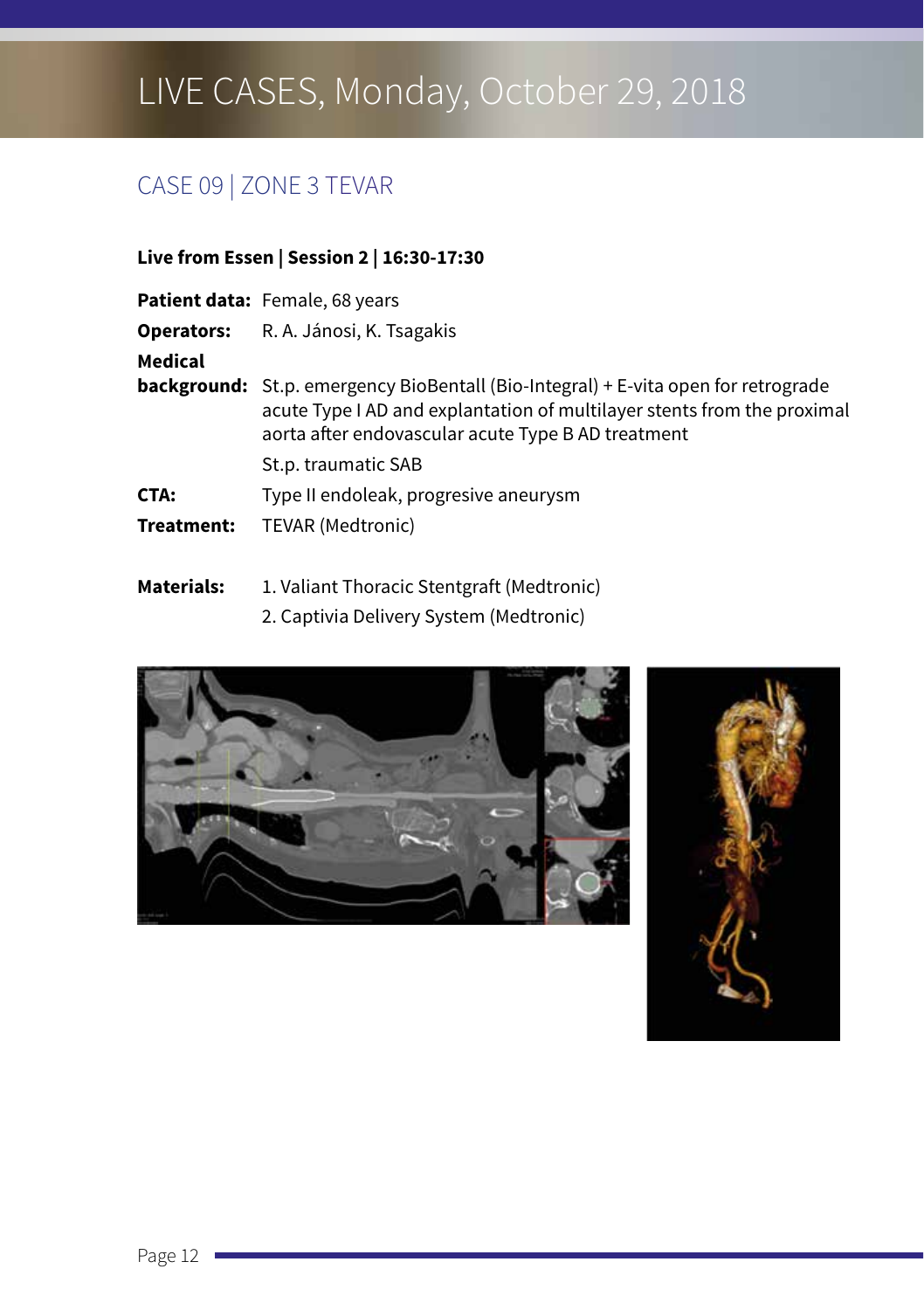# LIVE CASES, Monday, October 29, 2018

## CASE 09 | ZONE 3 TEVAR

**Live from Essen | Session 2 | 16:30-17:30**

**Patient data:** Female, 68 years

**Operators:** R. A. Jánosi, K. Tsagakis

**Medical background:** St.p. emergency BioBentall (Bio-Integral) + E-vita open for retrograde acute Type I AD and explantation of multilayer stents from the proximal aorta after endovascular acute Type B AD treatment

St.p. traumatic SAB

**CTA:** Type II endoleak, progresive aneurysm

**Treatment:** TEVAR (Medtronic)

**Materials:**
1. Valiant Thoracic Stentgraft (Medtronic)
2. Captivia Delivery System (Medtronic)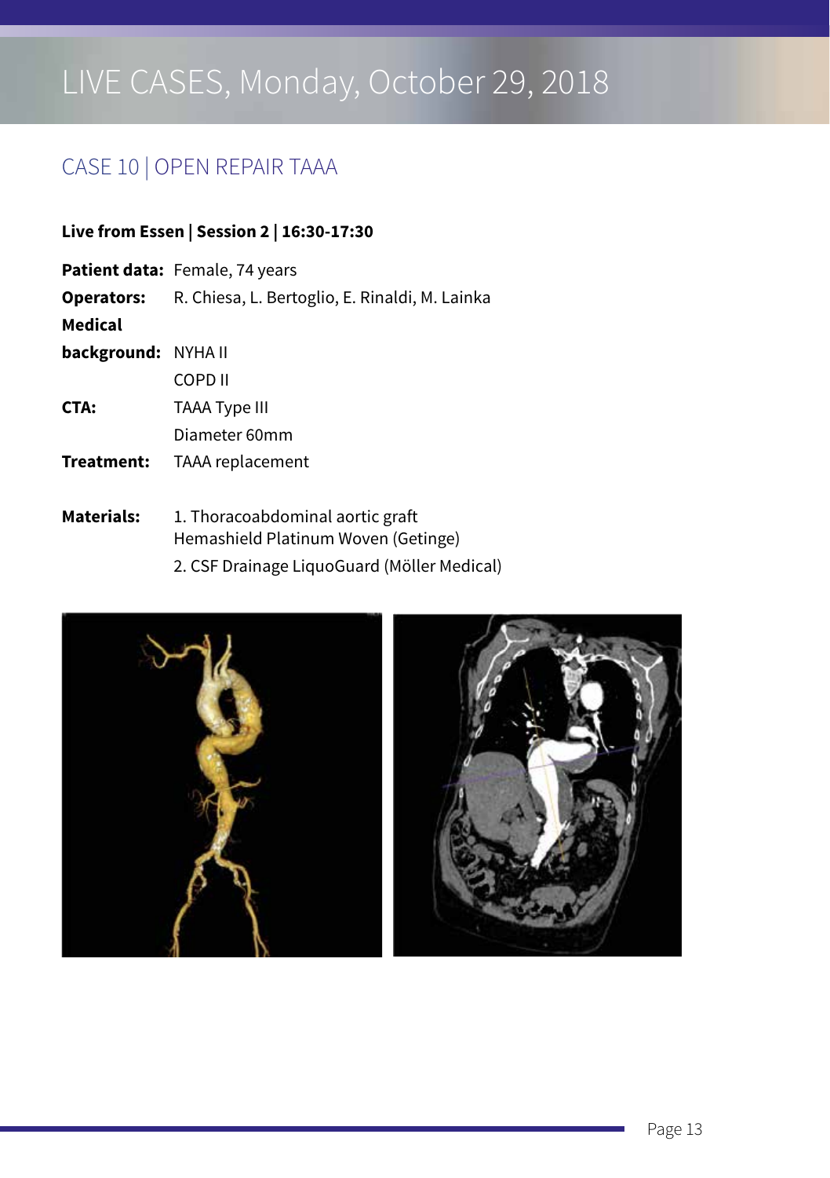# LIVE CASES, Monday, October 29, 2018

## CASE 10 | OPEN REPAIR TAAA

**Live from Essen | Session 2 | 16:30-17:30**

**Patient data:** Female, 74 years

**Operators:** R. Chiesa, L. Bertoglio, E. Rinaldi, M. Lainka

**Medical background:** NYHA II
COPD II

**CTA:** TAAA Type III
Diameter 60mm

**Treatment:** TAAA replacement

**Materials:**
1. Thoracoabdominal aortic graft Hemashield Platinum Woven (Getinge)
2. CSF Drainage LiquoGuard (Möller Medical)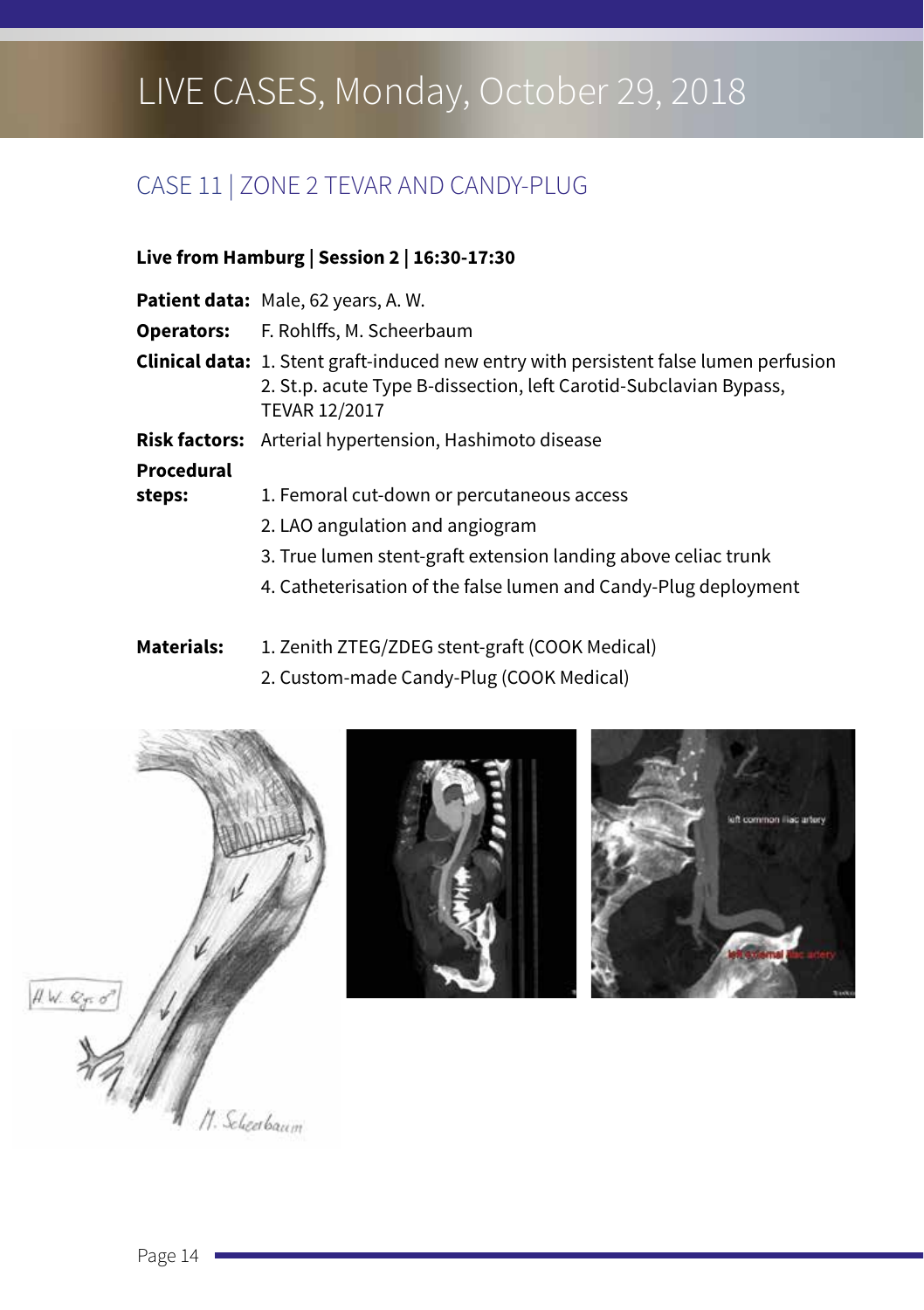# LIVE CASES, Monday, October 29, 2018

## CASE 11 | ZONE 2 TEVAR AND CANDY-PLUG

**Live from Hamburg | Session 2 | 16:30-17:30**

**Patient data:** Male, 62 years, A. W.

**Operators:** F. Rohlffs, M. Scheerbaum

**Clinical data:**
1. Stent graft-induced new entry with persistent false lumen perfusion
2. St.p. acute Type B-dissection, left Carotid-Subclavian Bypass, TEVAR 12/2017

**Risk factors:** Arterial hypertension, Hashimoto disease

**Procedural steps:**
1. Femoral cut-down or percutaneous access
2. LAO angulation and angiogram
3. True lumen stent-graft extension landing above celiac trunk
4. Catheterisation of the false lumen and Candy-Plug deployment

**Materials:**
1. Zenith ZTEG/ZDEG stent-graft (COOK Medical)
2. Custom-made Candy-Plug (COOK Medical)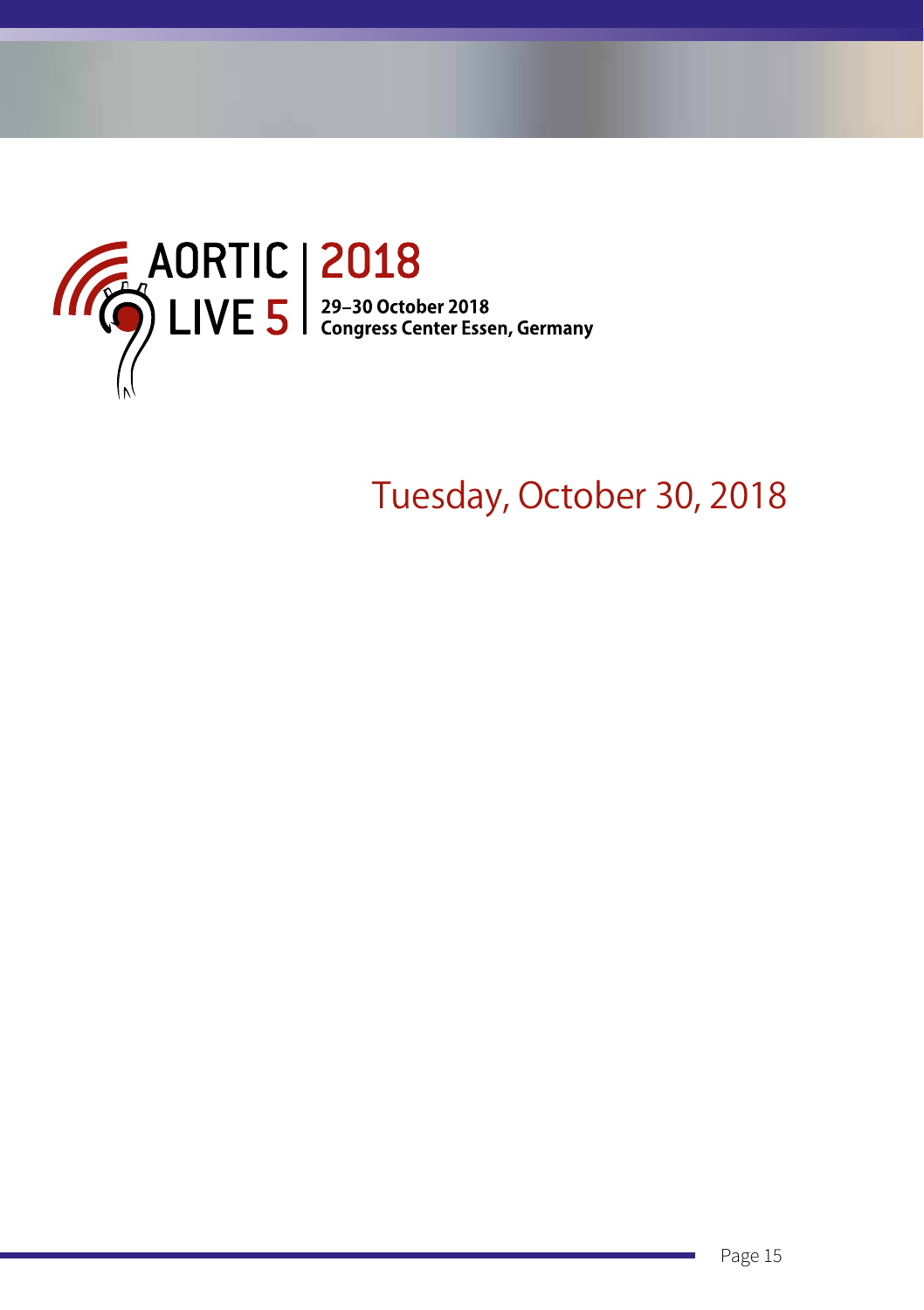AORTIC LIVE 5 | 2018

29–30 October 2018
Congress Center Essen, Germany

# Tuesday, October 30, 2018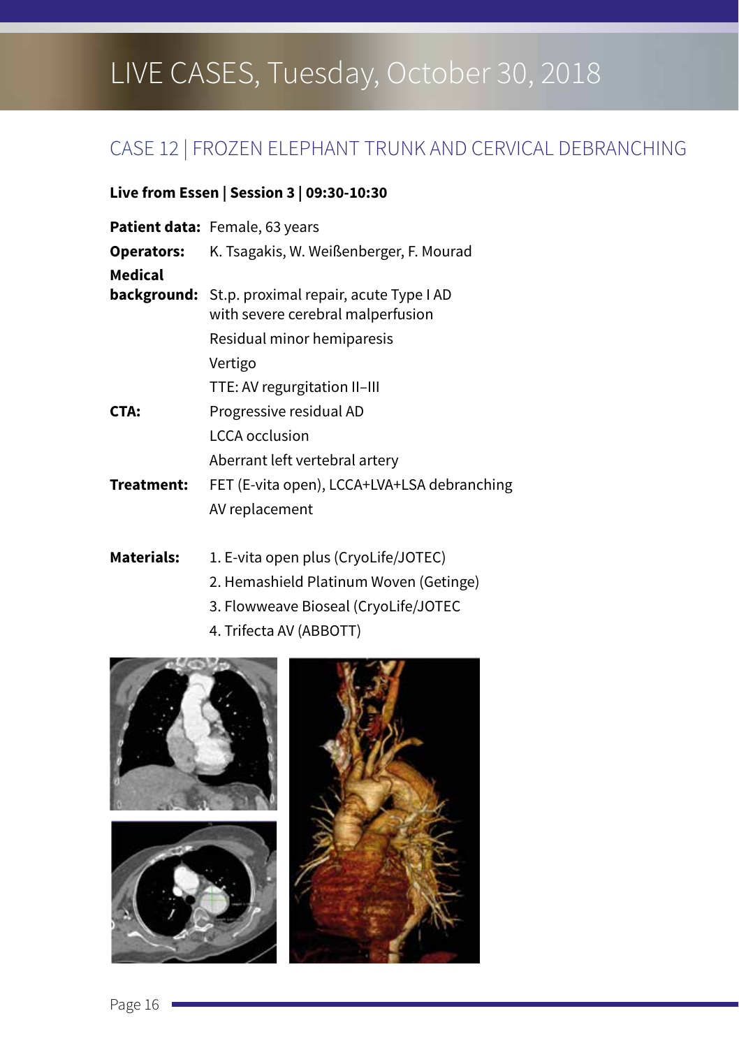# LIVE CASES, Tuesday, October 30, 2018

## CASE 12 | FROZEN ELEPHANT TRUNK AND CERVICAL DEBRANCHING

**Live from Essen | Session 3 | 09:30-10:30**

**Patient data:** Female, 63 years

**Operators:** K. Tsagakis, W. Weißenberger, F. Mourad

**Medical background:** St.p. proximal repair, acute Type I AD with severe cerebral malperfusion
Residual minor hemiparesis
Vertigo
TTE: AV regurgitation II–III

**CTA:** Progressive residual AD
LCCA occlusion
Aberrant left vertebral artery

**Treatment:** FET (E-vita open), LCCA+LVA+LSA debranching
AV replacement

**Materials:**
1. E-vita open plus (CryoLife/JOTEC)
2. Hemashield Platinum Woven (Getinge)
3. Flowweave Bioseal (CryoLife/JOTEC
4. Trifecta AV (ABBOTT)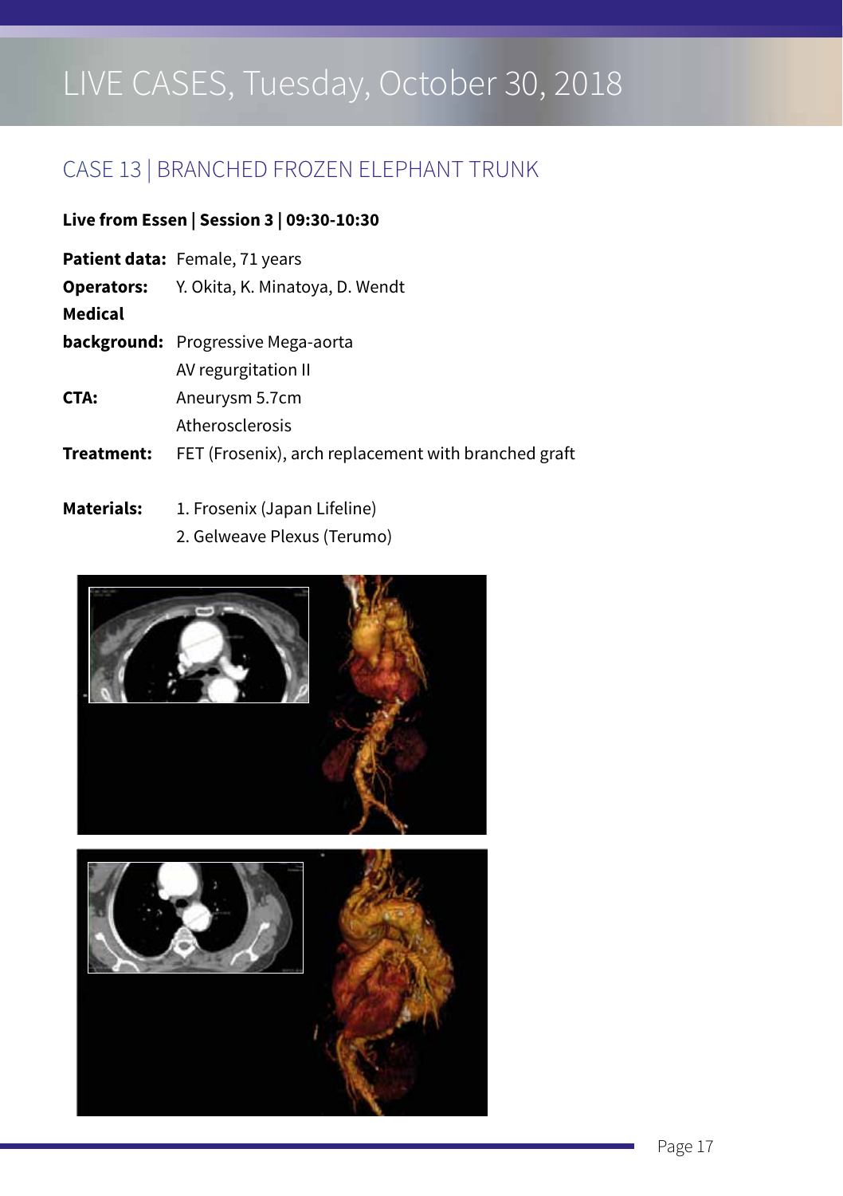# LIVE CASES, Tuesday, October 30, 2018

## CASE 13 | BRANCHED FROZEN ELEPHANT TRUNK

**Live from Essen | Session 3 | 09:30-10:30**

**Patient data:** Female, 71 years

**Operators:** Y. Okita, K. Minatoya, D. Wendt

**Medical background:** Progressive Mega-aorta
AV regurgitation II

**CTA:** Aneurysm 5.7cm
Atherosclerosis

**Treatment:** FET (Frosenix), arch replacement with branched graft

**Materials:**
1. Frosenix (Japan Lifeline)
2. Gelweave Plexus (Terumo)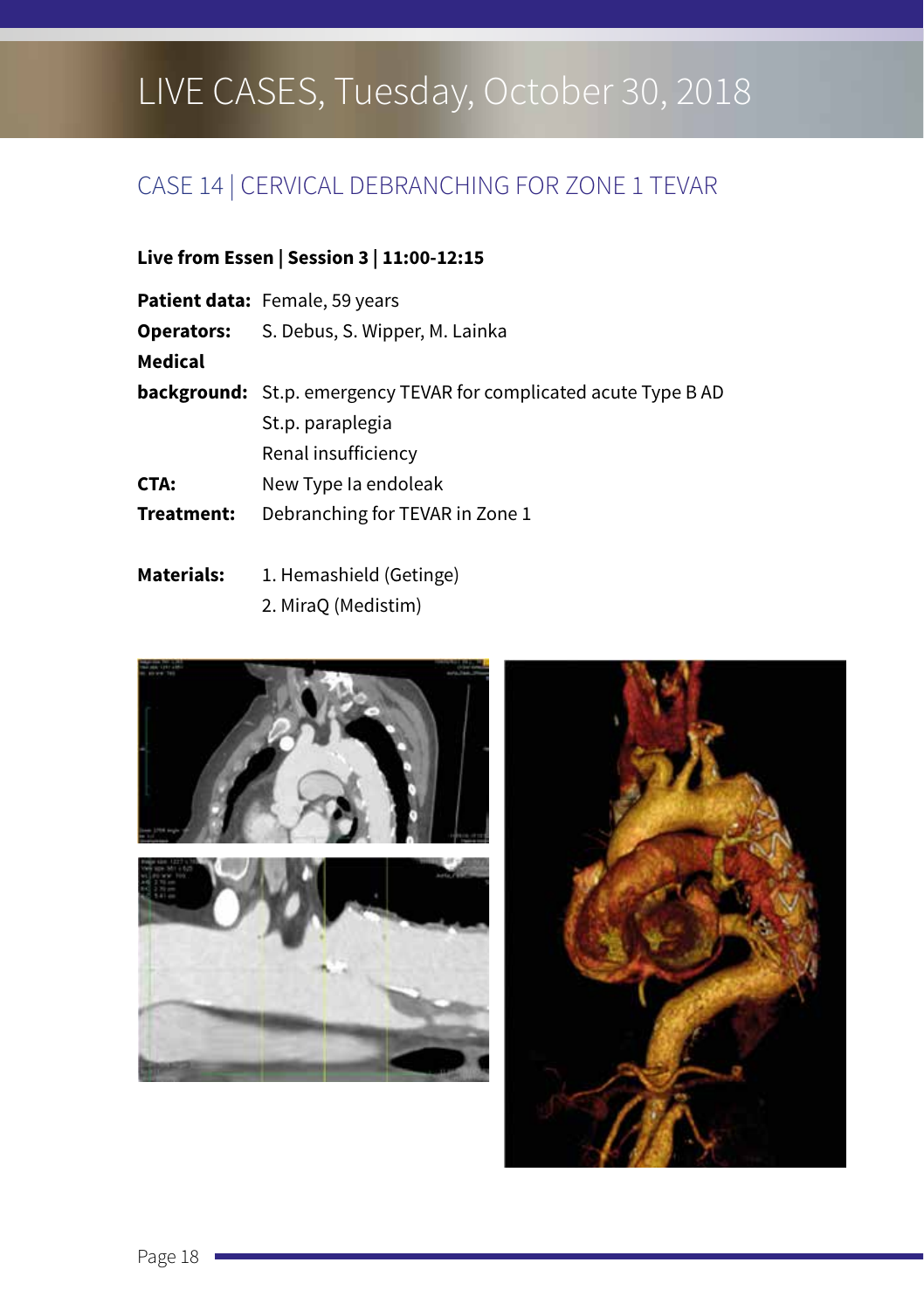# LIVE CASES, Tuesday, October 30, 2018

## CASE 14 | CERVICAL DEBRANCHING FOR ZONE 1 TEVAR

**Live from Essen | Session 3 | 11:00-12:15**

**Patient data:** Female, 59 years

**Operators:** S. Debus, S. Wipper, M. Lainka

**Medical background:** St.p. emergency TEVAR for complicated acute Type B AD
St.p. paraplegia
Renal insufficiency

**CTA:** New Type Ia endoleak

**Treatment:** Debranching for TEVAR in Zone 1

**Materials:**
1. Hemashield (Getinge)
2. MiraQ (Medistim)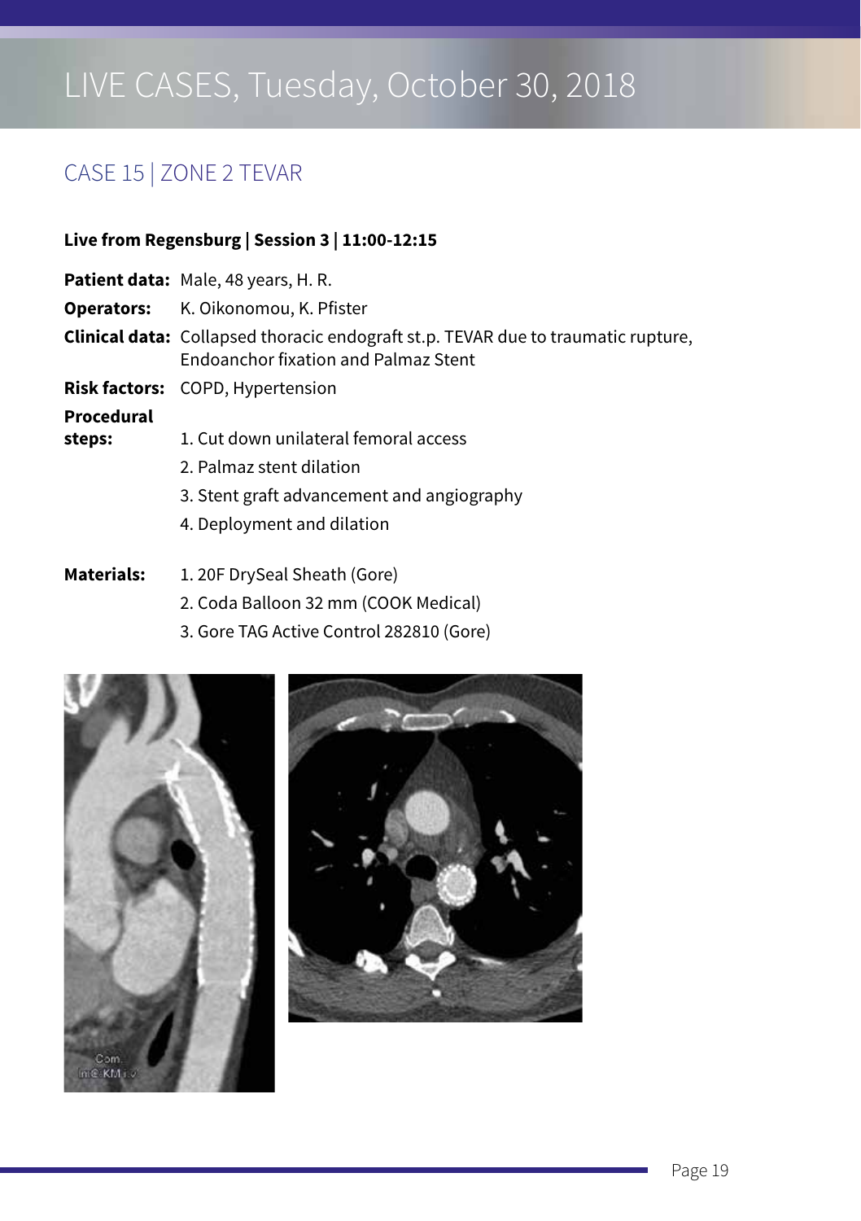## CASE 15 | ZONE 2 TEVAR

**Live from Regensburg | Session 3 | 11:00-12:15**

**Patient data:** Male, 48 years, H. R.

**Operators:** K. Oikonomou, K. Pfister

**Clinical data:** Collapsed thoracic endograft st.p. TEVAR due to traumatic rupture, Endoanchor fixation and Palmaz Stent

**Risk factors:** COPD, Hypertension

**Procedural steps:**

1. Cut down unilateral femoral access
2. Palmaz stent dilation
3. Stent graft advancement and angiography
4. Deployment and dilation

**Materials:**

1. 20F DrySeal Sheath (Gore)
2. Coda Balloon 32 mm (COOK Medical)
3. Gore TAG Active Control 282810 (Gore)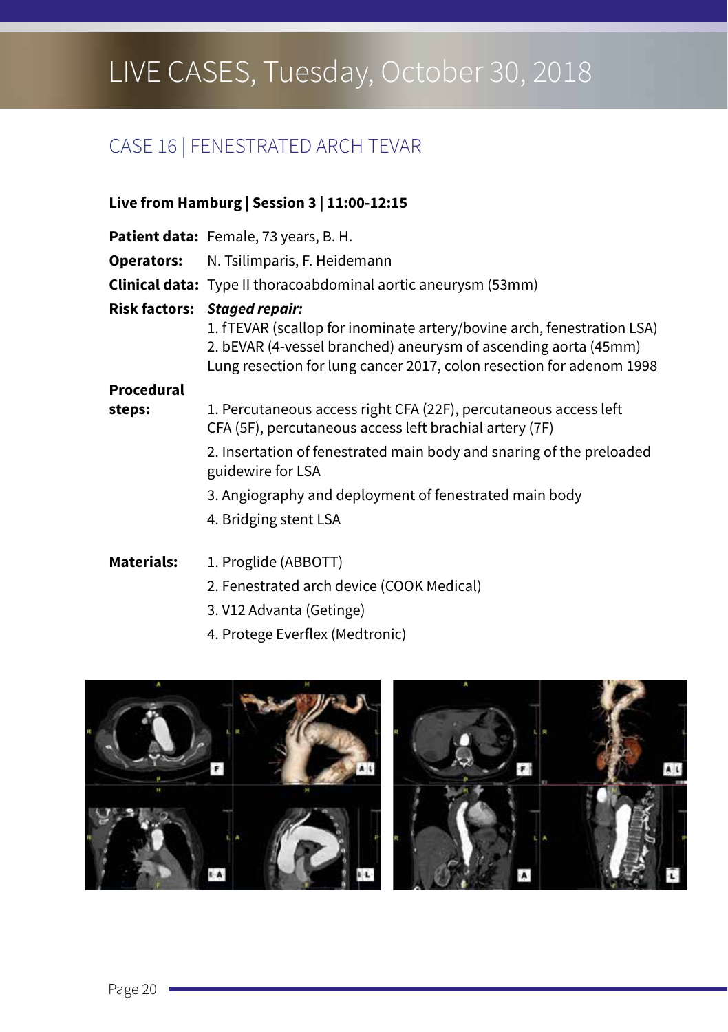# LIVE CASES, Tuesday, October 30, 2018

## CASE 16 | FENESTRATED ARCH TEVAR

**Live from Hamburg | Session 3 | 11:00-12:15**

**Patient data:** Female, 73 years, B. H.

**Operators:** N. Tsilimparis, F. Heidemann

**Clinical data:** Type II thoracoabdominal aortic aneurysm (53mm)

**Risk factors:** ***Staged repair:***
1. fTEVAR (scallop for inominate artery/bovine arch, fenestration LSA)
2. bEVAR (4-vessel branched) aneurysm of ascending aorta (45mm)

Lung resection for lung cancer 2017, colon resection for adenom 1998

**Procedural steps:**
1. Percutaneous access right CFA (22F), percutaneous access left CFA (5F), percutaneous access left brachial artery (7F)
2. Insertion of fenestrated main body and snaring of the preloaded guidewire for LSA
3. Angiography and deployment of fenestrated main body
4. Bridging stent LSA

**Materials:**
1. Proglide (ABBOTT)
2. Fenestrated arch device (COOK Medical)
3. V12 Advanta (Getinge)
4. Protege Everflex (Medtronic)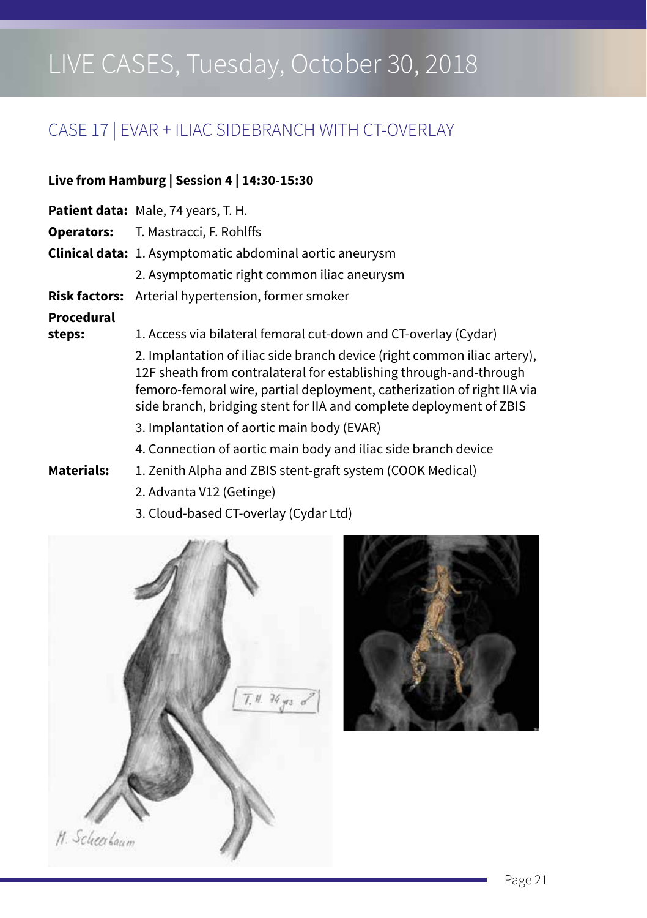# LIVE CASES, Tuesday, October 30, 2018

## CASE 17 | EVAR + ILIAC SIDEBRANCH WITH CT-OVERLAY

**Live from Hamburg | Session 4 | 14:30-15:30**

**Patient data:** Male, 74 years, T. H.

**Operators:** T. Mastracci, F. Rohlffs

**Clinical data:**
1. Asymptomatic abdominal aortic aneurysm
2. Asymptomatic right common iliac aneurysm

**Risk factors:** Arterial hypertension, former smoker

**Procedural steps:**
1. Access via bilateral femoral cut-down and CT-overlay (Cydar)
2. Implantation of iliac side branch device (right common iliac artery), 12F sheath from contralateral for establishing through-and-through femoro-femoral wire, partial deployment, catherization of right IIA via side branch, bridging stent for IIA and complete deployment of ZBIS
3. Implantation of aortic main body (EVAR)
4. Connection of aortic main body and iliac side branch device

**Materials:**
1. Zenith Alpha and ZBIS stent-graft system (COOK Medical)
2. Advanta V12 (Getinge)
3. Cloud-based CT-overlay (Cydar Ltd)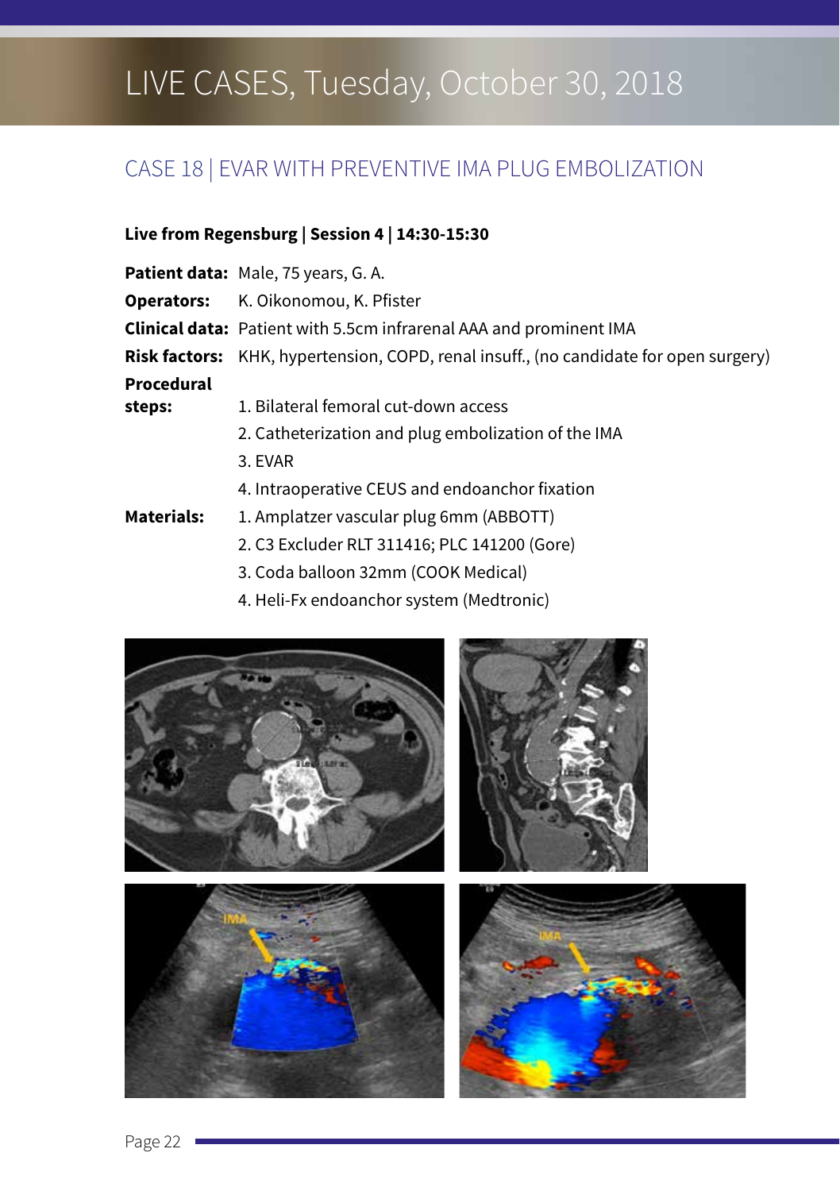# LIVE CASES, Tuesday, October 30, 2018

## CASE 18 | EVAR WITH PREVENTIVE IMA PLUG EMBOLIZATION

**Live from Regensburg | Session 4 | 14:30-15:30**

**Patient data:** Male, 75 years, G. A.

**Operators:** K. Oikonomou, K. Pfister

**Clinical data:** Patient with 5.5cm infrarenal AAA and prominent IMA

**Risk factors:** KHK, hypertension, COPD, renal insuff., (no candidate for open surgery)

**Procedural steps:**

1. Bilateral femoral cut-down access
2. Catheterization and plug embolization of the IMA
3. EVAR
4. Intraoperative CEUS and endoanchor fixation

**Materials:**

1. Amplatzer vascular plug 6mm (ABBOTT)
2. C3 Excluder RLT 311416; PLC 141200 (Gore)
3. Coda balloon 32mm (COOK Medical)
4. Heli-Fx endoanchor system (Medtronic)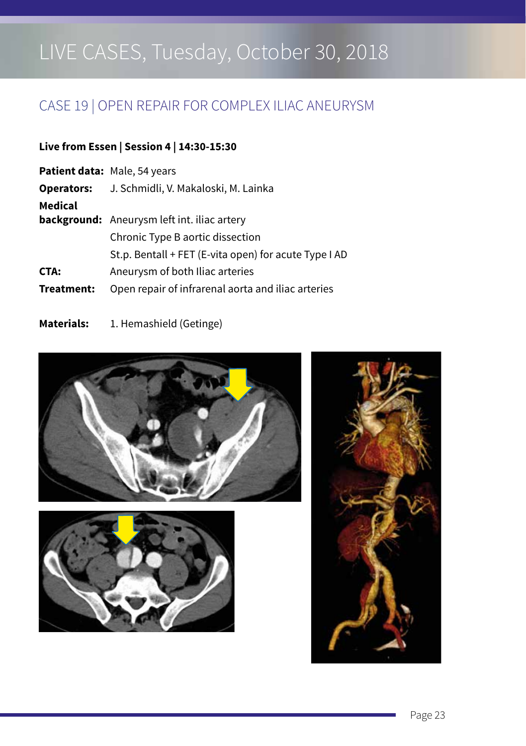## CASE 19 | OPEN REPAIR FOR COMPLEX ILIAC ANEURYSM

**Live from Essen | Session 4 | 14:30-15:30**

**Patient data:** Male, 54 years

**Operators:** J. Schmidli, V. Makaloski, M. Lainka

**Medical background:** Aneurysm left int. iliac artery
Chronic Type B aortic dissection
St.p. Bentall + FET (E-vita open) for acute Type I AD

**CTA:** Aneurysm of both Iliac arteries

**Treatment:** Open repair of infrarenal aorta and iliac arteries

**Materials:** 1. Hemashield (Getinge)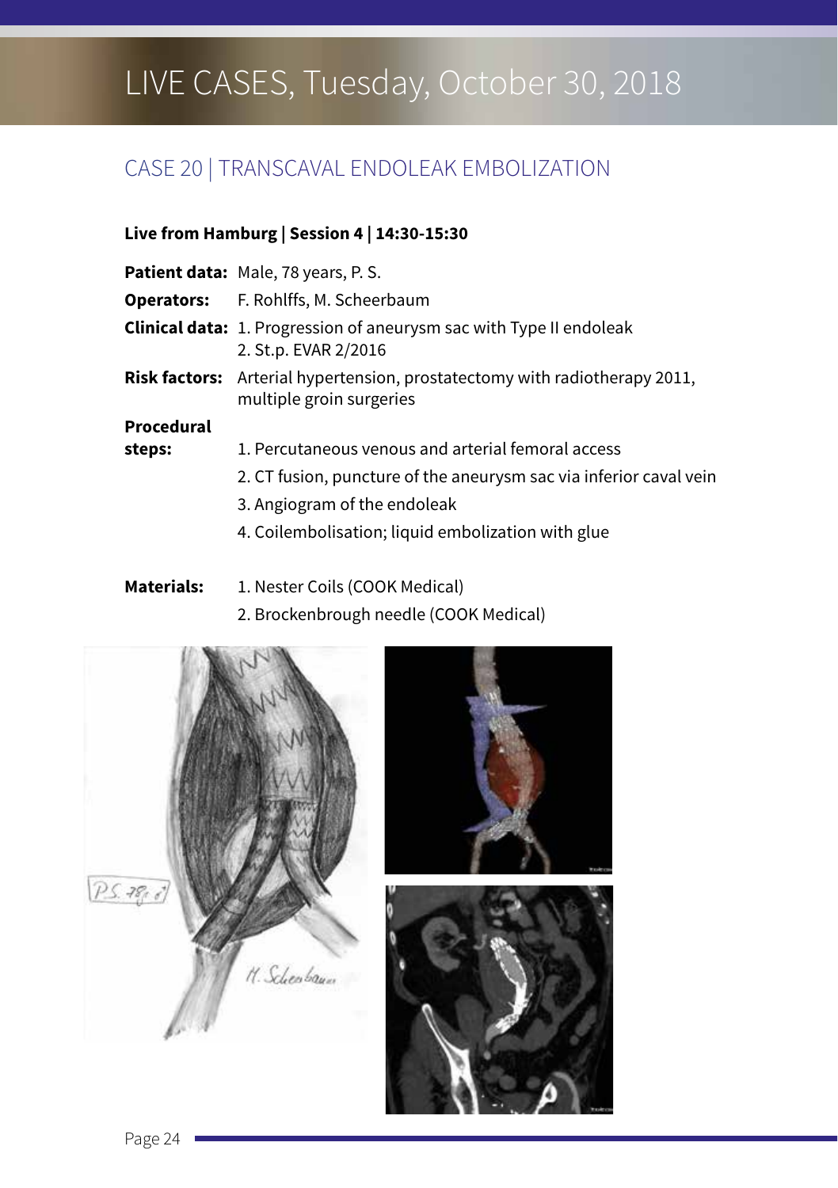# LIVE CASES, Tuesday, October 30, 2018

## CASE 20 | TRANSCAVAL ENDOLEAK EMBOLIZATION

**Live from Hamburg | Session 4 | 14:30-15:30**

**Patient data:** Male, 78 years, P. S.

**Operators:** F. Rohlffs, M. Scheerbaum

**Clinical data:**
1. Progression of aneurysm sac with Type II endoleak
2. St.p. EVAR 2/2016

**Risk factors:** Arterial hypertension, prostatectomy with radiotherapy 2011, multiple groin surgeries

**Procedural steps:**
1. Percutaneous venous and arterial femoral access
2. CT fusion, puncture of the aneurysm sac via inferior caval vein
3. Angiogram of the endoleak
4. Coilembolisation; liquid embolization with glue

**Materials:**
1. Nester Coils (COOK Medical)
2. Brockenbrough needle (COOK Medical)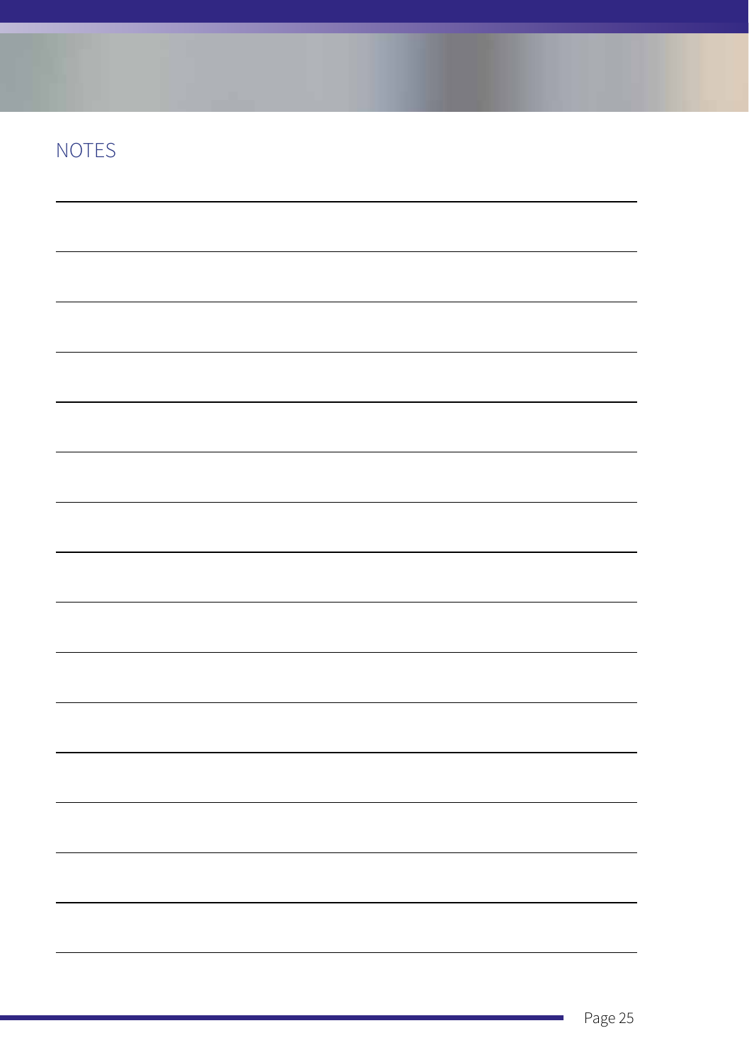## NOTES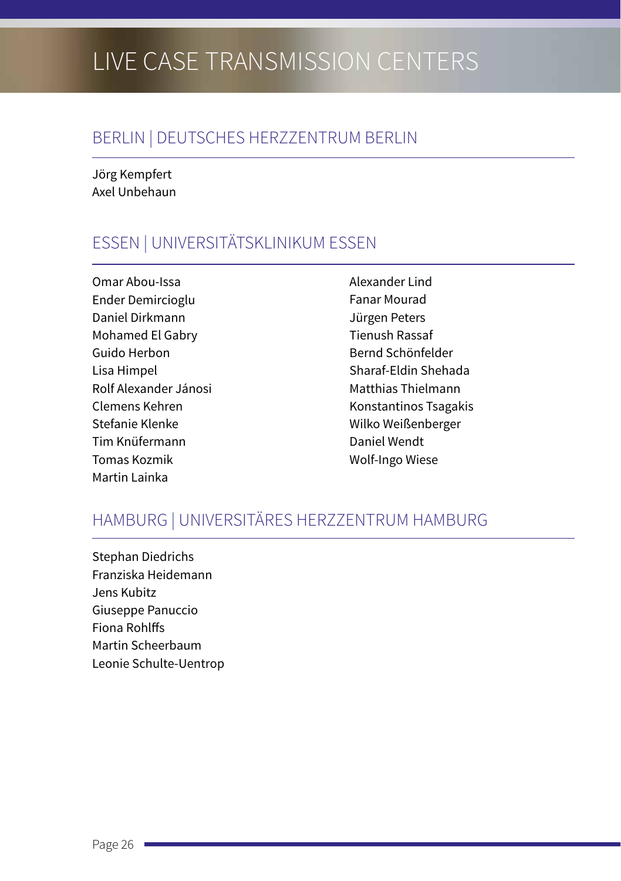# LIVE CASE TRANSMISSION CENTERS

## BERLIN | DEUTSCHES HERZZENTRUM BERLIN

Jörg Kempfert
Axel Unbehaun

## ESSEN | UNIVERSITÄTSKLINIKUM ESSEN

Omar Abou-Issa
Ender Demircioglu
Daniel Dirkmann
Mohamed El Gabry
Guido Herbon
Lisa Himpel
Rolf Alexander Jánosi
Clemens Kehren
Stefanie Klenke
Tim Knüfermann
Tomas Kozmik
Martin Lainka
Alexander Lind
Fanar Mourad
Jürgen Peters
Tienush Rassaf
Bernd Schönfelder
Sharaf-Eldin Shehada
Matthias Thielmann
Konstantinos Tsagakis
Wilko Weißenberger
Daniel Wendt
Wolf-Ingo Wiese

## HAMBURG | UNIVERSITÄRES HERZZENTRUM HAMBURG

Stephan Diedrichs
Franziska Heidemann
Jens Kubitz
Giuseppe Panuccio
Fiona Rohlffs
Martin Scheerbaum
Leonie Schulte-Uentrop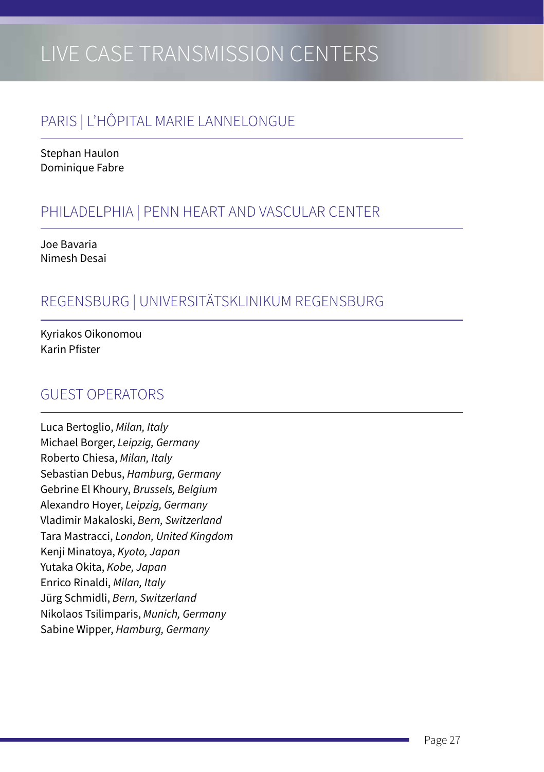# LIVE CASE TRANSMISSION CENTERS

## PARIS | L'HÔPITAL MARIE LANNELONGUE

Stephan Haulon
Dominique Fabre

## PHILADELPHIA | PENN HEART AND VASCULAR CENTER

Joe Bavaria
Nimesh Desai

## REGENSBURG | UNIVERSITÄTSKLINIKUM REGENSBURG

Kyriakos Oikonomou
Karin Pfister

## GUEST OPERATORS

Luca Bertoglio, *Milan, Italy*
Michael Borger, *Leipzig, Germany*
Roberto Chiesa, *Milan, Italy*
Sebastian Debus, *Hamburg, Germany*
Gebrine El Khoury, *Brussels, Belgium*
Alexandro Hoyer, *Leipzig, Germany*
Vladimir Makaloski, *Bern, Switzerland*
Tara Mastracci, *London, United Kingdom*
Kenji Minatoya, *Kyoto, Japan*
Yutaka Okita, *Kobe, Japan*
Enrico Rinaldi, *Milan, Italy*
Jürg Schmidli, *Bern, Switzerland*
Nikolaos Tsilimparis, *Munich, Germany*
Sabine Wipper, *Hamburg, Germany*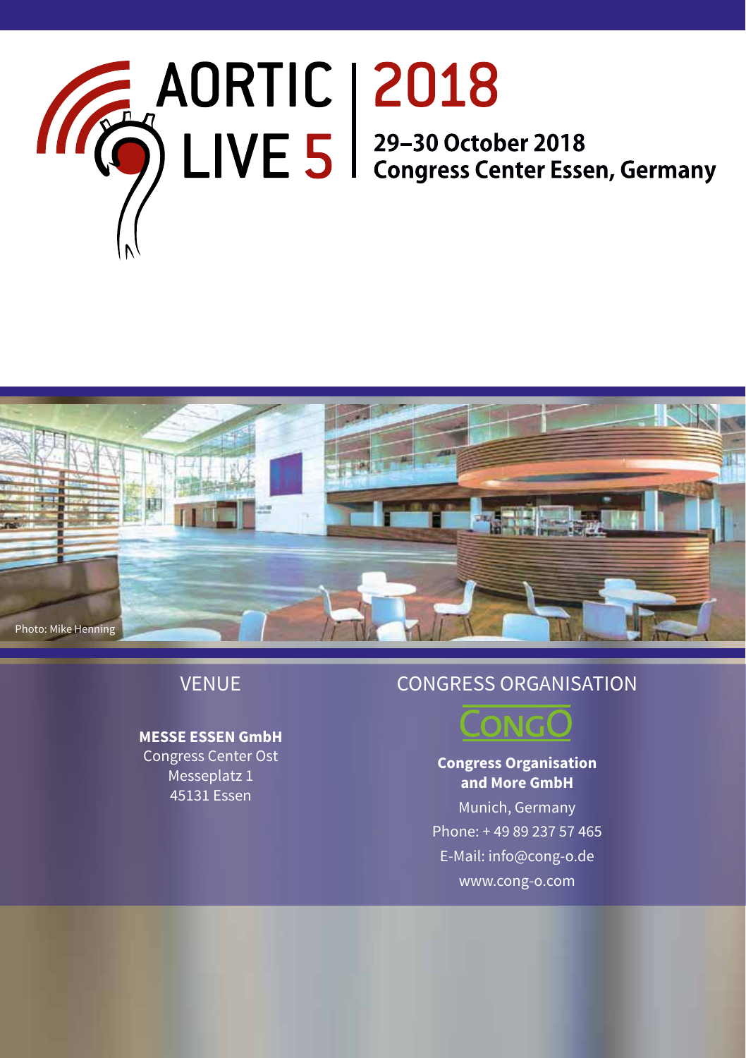# AORTIC LIVE 5 | 2018

**29–30 October 2018**
**Congress Center Essen, Germany**

Photo: Mike Henning

## VENUE

**MESSE ESSEN GmbH**
Congress Center Ost
Messeplatz 1
45131 Essen

## CONGRESS ORGANISATION

CONGO

**Congress Organisation and More GmbH**
Munich, Germany
Phone: + 49 89 237 57 465
E-Mail: info@cong-o.de
www.cong-o.com